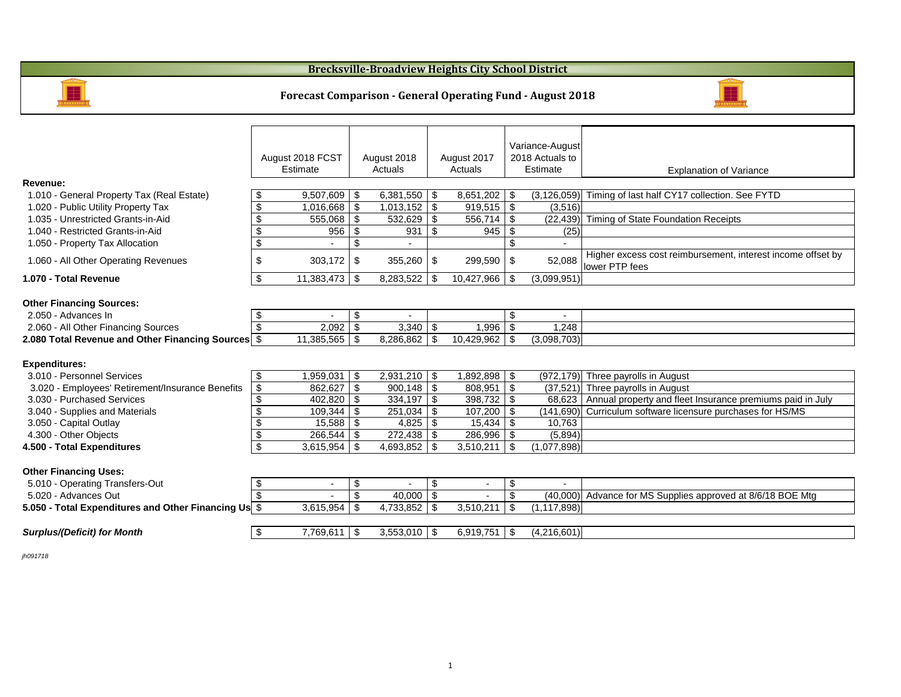# Brecksville-Broadview Heights City School District

## Forecast Comparison - General Operating Fund - August 2018

| | August 2018 FCST Estimate | August 2018 Actuals | August 2017 Actuals | Variance-August 2018 Actuals to Estimate | Explanation of Variance |
|---|---|---|---|---|---|
| **Revenue:** | | | | | |
| 1.010 - General Property Tax (Real Estate) | $ 9,507,609 | $ 6,381,550 | $ 8,651,202 | $ (3,126,059) | Timing of last half CY17 collection. See FYTD |
| 1.020 - Public Utility Property Tax | $ 1,016,668 | $ 1,013,152 | $ 919,515 | $ (3,516) | |
| 1.035 - Unrestricted Grants-in-Aid | $ 555,068 | $ 532,629 | $ 556,714 | $ (22,439) | Timing of State Foundation Receipts |
| 1.040 - Restricted Grants-in-Aid | $ 956 | $ 931 | $ 945 | $ (25) | |
| 1.050 - Property Tax Allocation | $ - | $ - | | $ - | |
| 1.060 - All Other Operating Revenues | $ 303,172 | $ 355,260 | $ 299,590 | $ 52,088 | Higher excess cost reimbursement, interest income offset by lower PTP fees |
| **1.070 - Total Revenue** | $ 11,383,473 | $ 8,283,522 | $ 10,427,966 | $ (3,099,951) | |
| | | | | | |
| **Other Financing Sources:** | | | | | |
| 2.050 - Advances In | $ - | $ - | | $ - | |
| 2.060 - All Other Financing Sources | $ 2,092 | $ 3,340 | $ 1,996 | $ 1,248 | |
| **2.080 Total Revenue and Other Financing Sources** | $ 11,385,565 | $ 8,286,862 | $ 10,429,962 | $ (3,098,703) | |
| | | | | | |
| **Expenditures:** | | | | | |
| 3.010 - Personnel Services | $ 1,959,031 | $ 2,931,210 | $ 1,892,898 | $ (972,179) | Three payrolls in August |
| 3.020 - Employees' Retirement/Insurance Benefits | $ 862,627 | $ 900,148 | $ 808,951 | $ (37,521) | Three payrolls in August |
| 3.030 - Purchased Services | $ 402,820 | $ 334,197 | $ 398,732 | $ 68,623 | Annual property and fleet Insurance premiums paid in July |
| 3.040 - Supplies and Materials | $ 109,344 | $ 251,034 | $ 107,200 | $ (141,690) | Curriculum software licensure purchases for HS/MS |
| 3.050 - Capital Outlay | $ 15,588 | $ 4,825 | $ 15,434 | $ 10,763 | |
| 4.300 - Other Objects | $ 266,544 | $ 272,438 | $ 286,996 | $ (5,894) | |
| **4.500 - Total Expenditures** | $ 3,615,954 | $ 4,693,852 | $ 3,510,211 | $ (1,077,898) | |
| | | | | | |
| **Other Financing Uses:** | | | | | |
| 5.010 - Operating Transfers-Out | $ - | $ - | $ - | $ - | |
| 5.020 - Advances Out | $ - | $ 40,000 | $ - | $ (40,000) | Advance for MS Supplies approved at 8/6/18 BOE Mtg |
| **5.050 - Total Expenditures and Other Financing Uses** | $ 3,615,954 | $ 4,733,852 | $ 3,510,211 | $ (1,117,898) | |
| | | | | | |
| ***Surplus/(Deficit) for Month*** | $ 7,769,611 | $ 3,553,010 | $ 6,919,751 | $ (4,216,601) | |

*jh091718*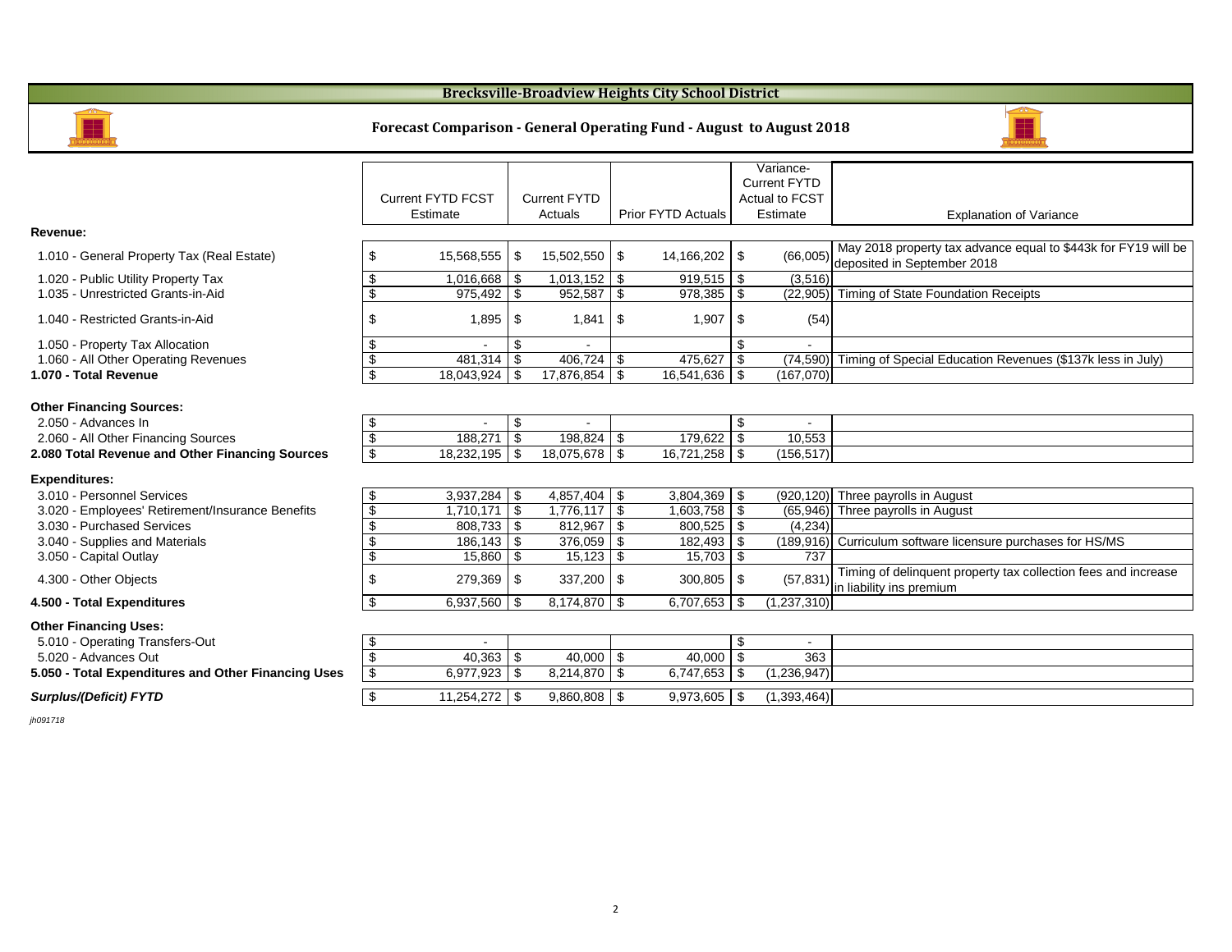# Brecksville-Broadview Heights City School District

## Forecast Comparison - General Operating Fund - August to August 2018

| | Current FYTD FCST Estimate | Current FYTD Actuals | Prior FYTD Actuals | Variance- Current FYTD Actual to FCST Estimate | Explanation of Variance |
|---|---|---|---|---|---|
| **Revenue:** | | | | | |
| 1.010 - General Property Tax (Real Estate) | $ 15,568,555 | $ 15,502,550 | $ 14,166,202 | $ (66,005) | May 2018 property tax advance equal to $443k for FY19 will be deposited in September 2018 |
| 1.020 - Public Utility Property Tax | $ 1,016,668 | $ 1,013,152 | $ 919,515 | $ (3,516) | |
| 1.035 - Unrestricted Grants-in-Aid | $ 975,492 | $ 952,587 | $ 978,385 | $ (22,905) | Timing of State Foundation Receipts |
| 1.040 - Restricted Grants-in-Aid | $ 1,895 | $ 1,841 | $ 1,907 | $ (54) | |
| 1.050 - Property Tax Allocation | $ - | $ - | | $ - | |
| 1.060 - All Other Operating Revenues | $ 481,314 | $ 406,724 | $ 475,627 | $ (74,590) | Timing of Special Education Revenues ($137k less in July) |
| **1.070 - Total Revenue** | $ 18,043,924 | $ 17,876,854 | $ 16,541,636 | $ (167,070) | |
| **Other Financing Sources:** | | | | | |
| 2.050 - Advances In | $ - | $ - | | $ - | |
| 2.060 - All Other Financing Sources | $ 188,271 | $ 198,824 | $ 179,622 | $ 10,553 | |
| **2.080 Total Revenue and Other Financing Sources** | $ 18,232,195 | $ 18,075,678 | $ 16,721,258 | $ (156,517) | |
| **Expenditures:** | | | | | |
| 3.010 - Personnel Services | $ 3,937,284 | $ 4,857,404 | $ 3,804,369 | $ (920,120) | Three payrolls in August |
| 3.020 - Employees' Retirement/Insurance Benefits | $ 1,710,171 | $ 1,776,117 | $ 1,603,758 | $ (65,946) | Three payrolls in August |
| 3.030 - Purchased Services | $ 808,733 | $ 812,967 | $ 800,525 | $ (4,234) | |
| 3.040 - Supplies and Materials | $ 186,143 | $ 376,059 | $ 182,493 | $ (189,916) | Curriculum software licensure purchases for HS/MS |
| 3.050 - Capital Outlay | $ 15,860 | $ 15,123 | $ 15,703 | $ 737 | |
| 4.300 - Other Objects | $ 279,369 | $ 337,200 | $ 300,805 | $ (57,831) | Timing of delinquent property tax collection fees and increase in liability ins premium |
| **4.500 - Total Expenditures** | $ 6,937,560 | $ 8,174,870 | $ 6,707,653 | $ (1,237,310) | |
| **Other Financing Uses:** | | | | | |
| 5.010 - Operating Transfers-Out | $ - | | | $ - | |
| 5.020 - Advances Out | $ 40,363 | $ 40,000 | $ 40,000 | $ 363 | |
| **5.050 - Total Expenditures and Other Financing Uses** | $ 6,977,923 | $ 8,214,870 | $ 6,747,653 | $ (1,236,947) | |
| ***Surplus/(Deficit) FYTD*** | $ 11,254,272 | $ 9,860,808 | $ 9,973,605 | $ (1,393,464) | |

*jh091718*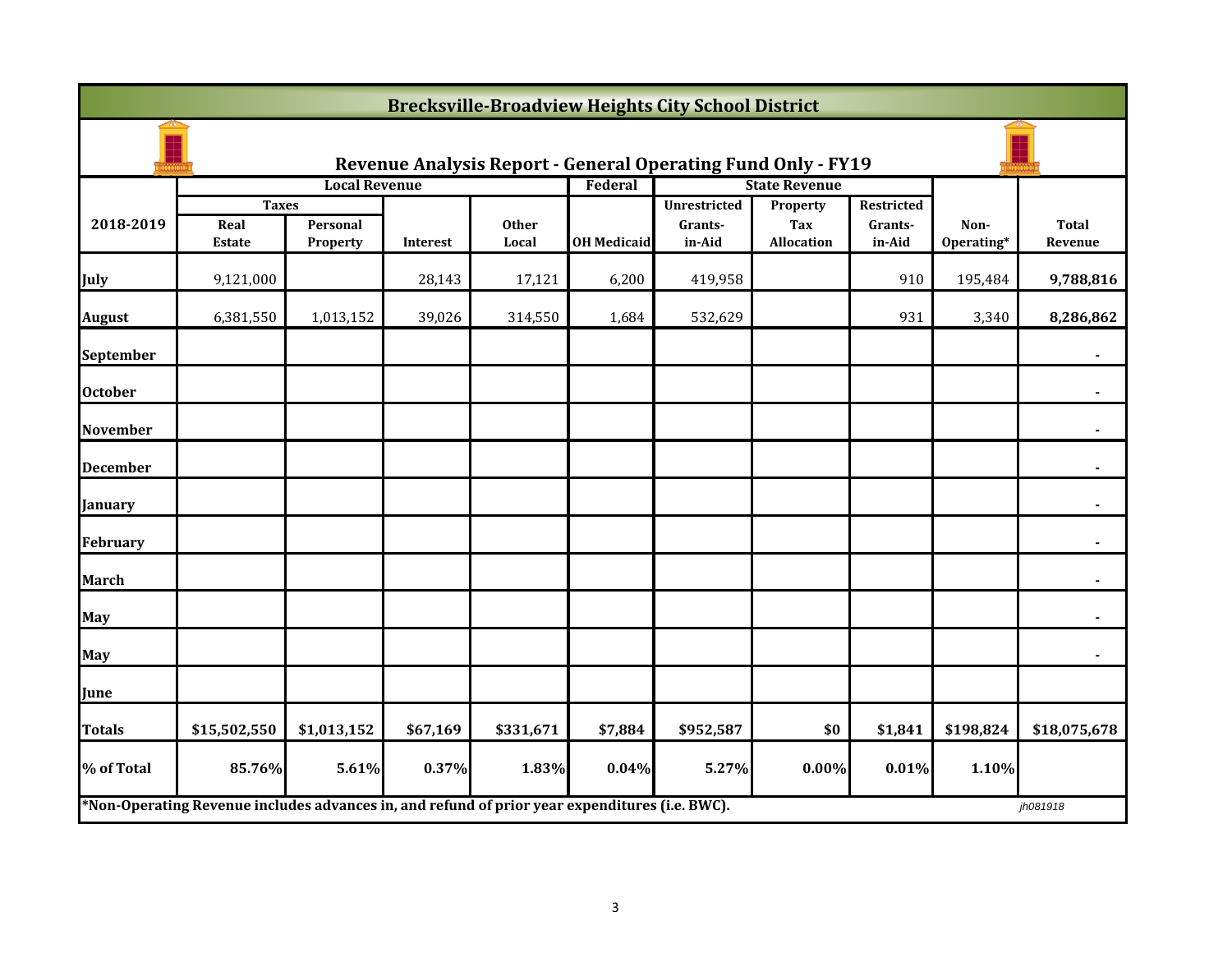## Brecksville-Broadview Heights City School District

### Revenue Analysis Report - General Operating Fund Only - FY19

| 2018-2019 | Local Revenue | | | | Federal | State Revenue | | | | |
|---|---|---|---|---|---|---|---|---|---|---|
| | Taxes | | | | | Unrestricted | Property | Restricted | | |
| | Real Estate | Personal Property | Interest | Other Local | OH Medicaid | Grants-in-Aid | Tax Allocation | Grants-in-Aid | Non-Operating* | Total Revenue |
| **July** | 9,121,000 | | 28,143 | 17,121 | 6,200 | 419,958 | | 910 | 195,484 | **9,788,816** |
| **August** | 6,381,550 | 1,013,152 | 39,026 | 314,550 | 1,684 | 532,629 | | 931 | 3,340 | **8,286,862** |
| **September** | | | | | | | | | | **-** |
| **October** | | | | | | | | | | **-** |
| **November** | | | | | | | | | | **-** |
| **December** | | | | | | | | | | **-** |
| **January** | | | | | | | | | | **-** |
| **February** | | | | | | | | | | **-** |
| **March** | | | | | | | | | | **-** |
| **May** | | | | | | | | | | **-** |
| **May** | | | | | | | | | | **-** |
| **June** | | | | | | | | | | |
| **Totals** | **$15,502,550** | **$1,013,152** | **$67,169** | **$331,671** | **$7,884** | **$952,587** | **$0** | **$1,841** | **$198,824** | **$18,075,678** |
| **% of Total** | **85.76%** | **5.61%** | **0.37%** | **1.83%** | **0.04%** | **5.27%** | **0.00%** | **0.01%** | **1.10%** | |

**\*Non-Operating Revenue includes advances in, and refund of prior year expenditures (i.e. BWC).**

*jh081918*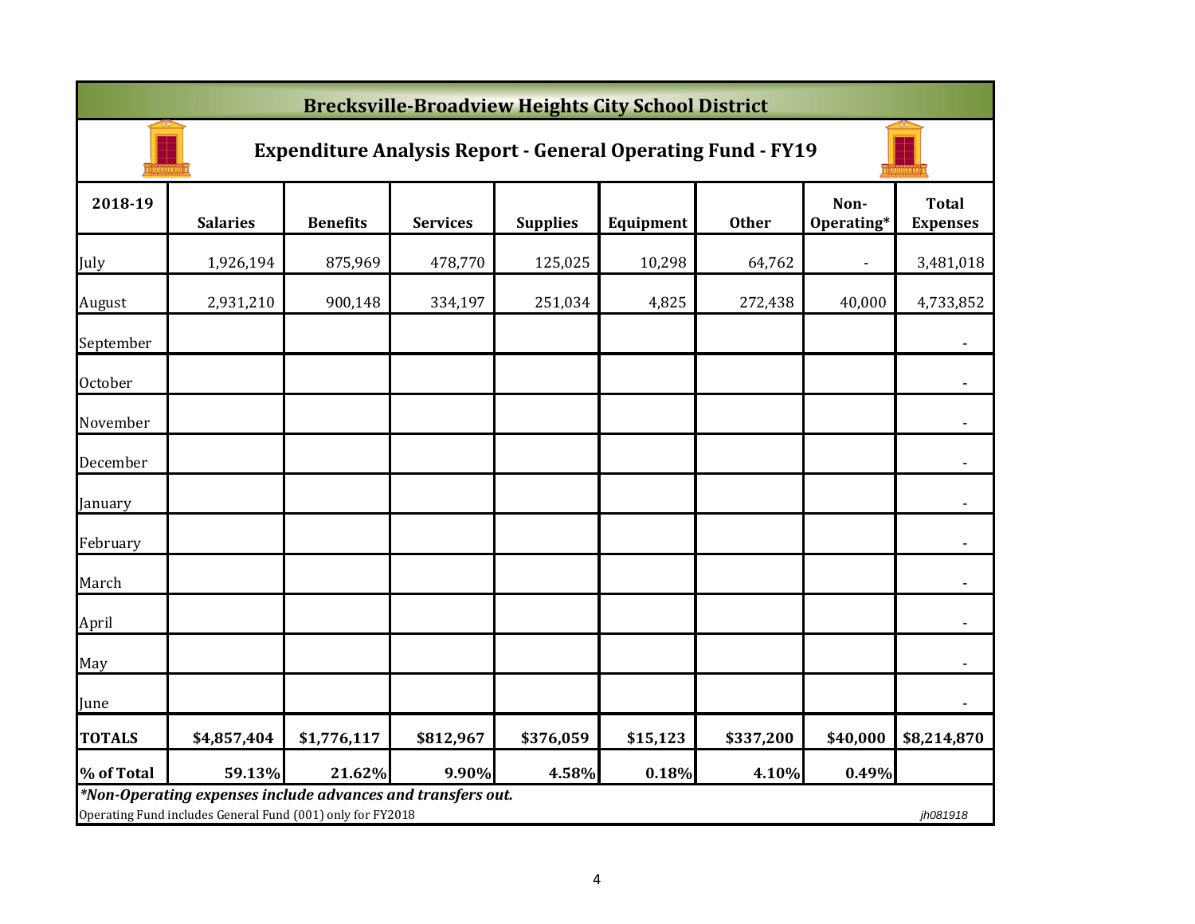# Brecksville-Broadview Heights City School District

## Expenditure Analysis Report - General Operating Fund - FY19

| 2018-19 | Salaries | Benefits | Services | Supplies | Equipment | Other | Non-Operating* | Total Expenses |
|---|---|---|---|---|---|---|---|---|
| July | 1,926,194 | 875,969 | 478,770 | 125,025 | 10,298 | 64,762 | - | 3,481,018 |
| August | 2,931,210 | 900,148 | 334,197 | 251,034 | 4,825 | 272,438 | 40,000 | 4,733,852 |
| September | | | | | | | | - |
| October | | | | | | | | - |
| November | | | | | | | | - |
| December | | | | | | | | - |
| January | | | | | | | | - |
| February | | | | | | | | - |
| March | | | | | | | | - |
| April | | | | | | | | - |
| May | | | | | | | | - |
| June | | | | | | | | - |
| **TOTALS** | **$4,857,404** | **$1,776,117** | **$812,967** | **$376,059** | **$15,123** | **$337,200** | **$40,000** | **$8,214,870** |
| **% of Total** | **59.13%** | **21.62%** | **9.90%** | **4.58%** | **0.18%** | **4.10%** | **0.49%** | |

***Non-Operating expenses include advances and transfers out.***

Operating Fund includes General Fund (001) only for FY2018

*jh081918*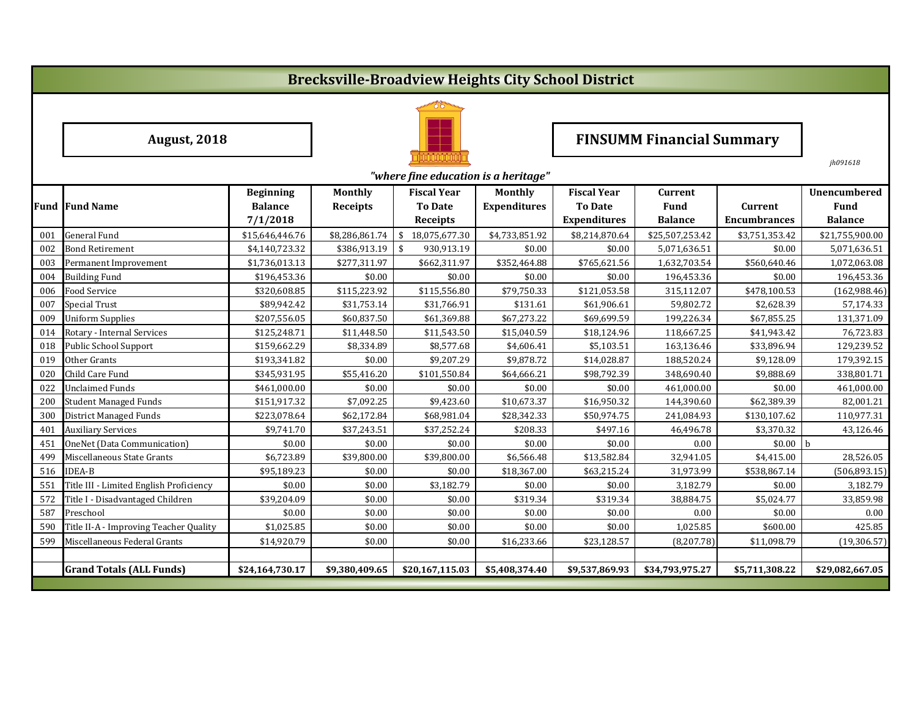# Brecksville-Broadview Heights City School District

**August, 2018**

**FINSUMM Financial Summary**

*jh091618*

*"where fine education is a heritage"*

| Fund | Fund Name | Beginning Balance 7/1/2018 | Monthly Receipts | Fiscal Year To Date Receipts | Monthly Expenditures | Fiscal Year To Date Expenditures | Current Fund Balance | Current Encumbrances | Unencumbered Fund Balance |
|---|---|---|---|---|---|---|---|---|---|
| 001 | General Fund | $15,646,446.76 | $8,286,861.74 | $ 18,075,677.30 | $4,733,851.92 | $8,214,870.64 | $25,507,253.42 | $3,751,353.42 | $21,755,900.00 |
| 002 | Bond Retirement | $4,140,723.32 | $386,913.19 | $ 930,913.19 | $0.00 | $0.00 | 5,071,636.51 | $0.00 | 5,071,636.51 |
| 003 | Permanent Improvement | $1,736,013.13 | $277,311.97 | $662,311.97 | $352,464.88 | $765,621.56 | 1,632,703.54 | $560,640.46 | 1,072,063.08 |
| 004 | Building Fund | $196,453.36 | $0.00 | $0.00 | $0.00 | $0.00 | 196,453.36 | $0.00 | 196,453.36 |
| 006 | Food Service | $320,608.85 | $115,223.92 | $115,556.80 | $79,750.33 | $121,053.58 | 315,112.07 | $478,100.53 | (162,988.46) |
| 007 | Special Trust | $89,942.42 | $31,753.14 | $31,766.91 | $131.61 | $61,906.61 | 59,802.72 | $2,628.39 | 57,174.33 |
| 009 | Uniform Supplies | $207,556.05 | $60,837.50 | $61,369.88 | $67,273.22 | $69,699.59 | 199,226.34 | $67,855.25 | 131,371.09 |
| 014 | Rotary - Internal Services | $125,248.71 | $11,448.50 | $11,543.50 | $15,040.59 | $18,124.96 | 118,667.25 | $41,943.42 | 76,723.83 |
| 018 | Public School Support | $159,662.29 | $8,334.89 | $8,577.68 | $4,606.41 | $5,103.51 | 163,136.46 | $33,896.94 | 129,239.52 |
| 019 | Other Grants | $193,341.82 | $0.00 | $9,207.29 | $9,878.72 | $14,028.87 | 188,520.24 | $9,128.09 | 179,392.15 |
| 020 | Child Care Fund | $345,931.95 | $55,416.20 | $101,550.84 | $64,666.21 | $98,792.39 | 348,690.40 | $9,888.69 | 338,801.71 |
| 022 | Unclaimed Funds | $461,000.00 | $0.00 | $0.00 | $0.00 | $0.00 | 461,000.00 | $0.00 | 461,000.00 |
| 200 | Student Managed Funds | $151,917.32 | $7,092.25 | $9,423.60 | $10,673.37 | $16,950.32 | 144,390.60 | $62,389.39 | 82,001.21 |
| 300 | District Managed Funds | $223,078.64 | $62,172.84 | $68,981.04 | $28,342.33 | $50,974.75 | 241,084.93 | $130,107.62 | 110,977.31 |
| 401 | Auxiliary Services | $9,741.70 | $37,243.51 | $37,252.24 | $208.33 | $497.16 | 46,496.78 | $3,370.32 | 43,126.46 |
| 451 | OneNet (Data Communication) | $0.00 | $0.00 | $0.00 | $0.00 | $0.00 | 0.00 | $0.00 | b |
| 499 | Miscellaneous State Grants | $6,723.89 | $39,800.00 | $39,800.00 | $6,566.48 | $13,582.84 | 32,941.05 | $4,415.00 | 28,526.05 |
| 516 | IDEA-B | $95,189.23 | $0.00 | $0.00 | $18,367.00 | $63,215.24 | 31,973.99 | $538,867.14 | (506,893.15) |
| 551 | Title III - Limited English Proficiency | $0.00 | $0.00 | $3,182.79 | $0.00 | $0.00 | 3,182.79 | $0.00 | 3,182.79 |
| 572 | Title I - Disadvantaged Children | $39,204.09 | $0.00 | $0.00 | $319.34 | $319.34 | 38,884.75 | $5,024.77 | 33,859.98 |
| 587 | Preschool | $0.00 | $0.00 | $0.00 | $0.00 | $0.00 | 0.00 | $0.00 | 0.00 |
| 590 | Title II-A - Improving Teacher Quality | $1,025.85 | $0.00 | $0.00 | $0.00 | $0.00 | 1,025.85 | $600.00 | 425.85 |
| 599 | Miscellaneous Federal Grants | $14,920.79 | $0.00 | $0.00 | $16,233.66 | $23,128.57 | (8,207.78) | $11,098.79 | (19,306.57) |
| | | | | | | | | | |
| | **Grand Totals (ALL Funds)** | **$24,164,730.17** | **$9,380,409.65** | **$20,167,115.03** | **$5,408,374.40** | **$9,537,869.93** | **$34,793,975.27** | **$5,711,308.22** | **$29,082,667.05** |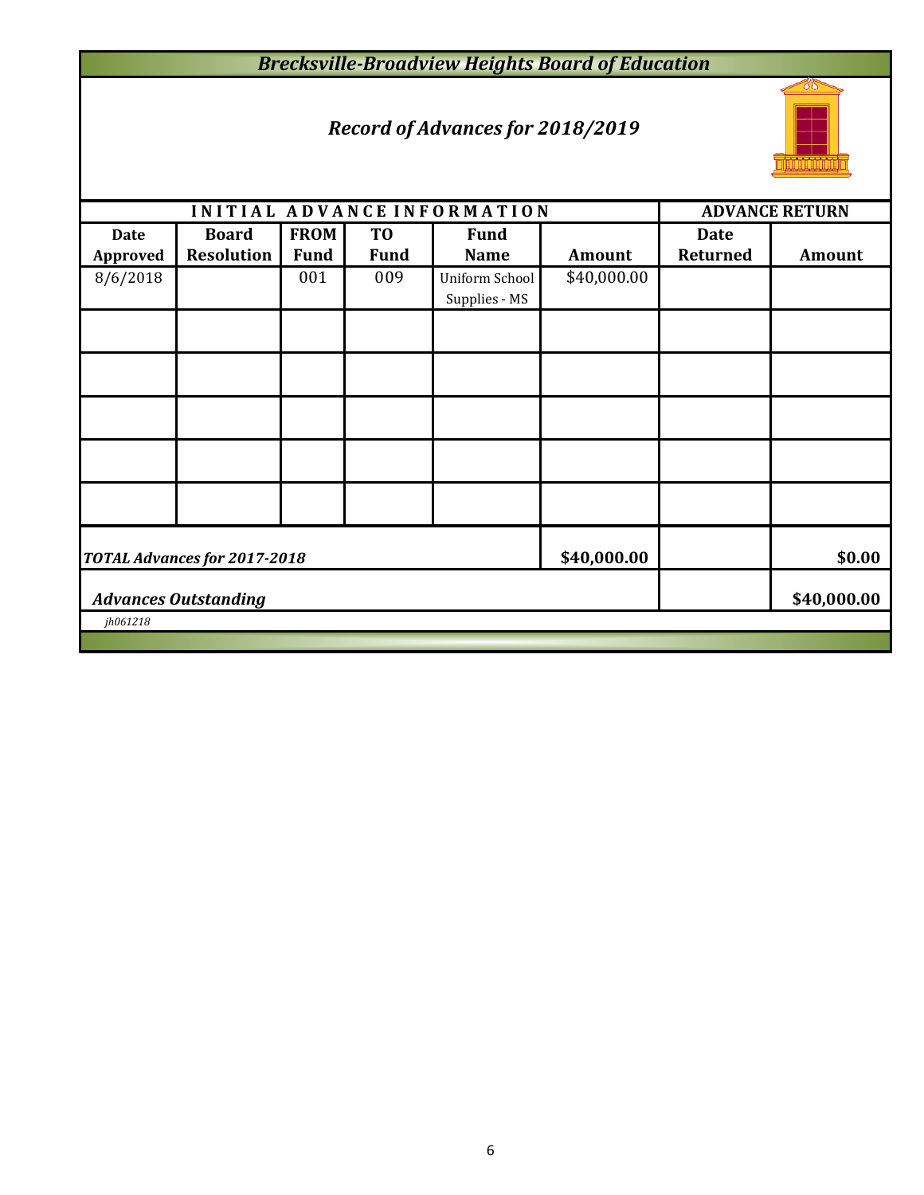# Brecksville-Broadview Heights Board of Education

## Record of Advances for 2018/2019

| INITIAL ADVANCE INFORMATION | | | | | | ADVANCE RETURN | |
|---|---|---|---|---|---|---|---|
| Date Approved | Board Resolution | FROM Fund | TO Fund | Fund Name | Amount | Date Returned | Amount |
| 8/6/2018 | | 001 | 009 | Uniform School Supplies - MS | $40,000.00 | | |
| | | | | | | | |
| | | | | | | | |
| | | | | | | | |
| | | | | | | | |
| | | | | | | | |
| ***TOTAL Advances for 2017-2018*** | | | | | **$40,000.00** | | **$0.00** |
| ***Advances Outstanding*** | | | | | | | **$40,000.00** |

*jh061218*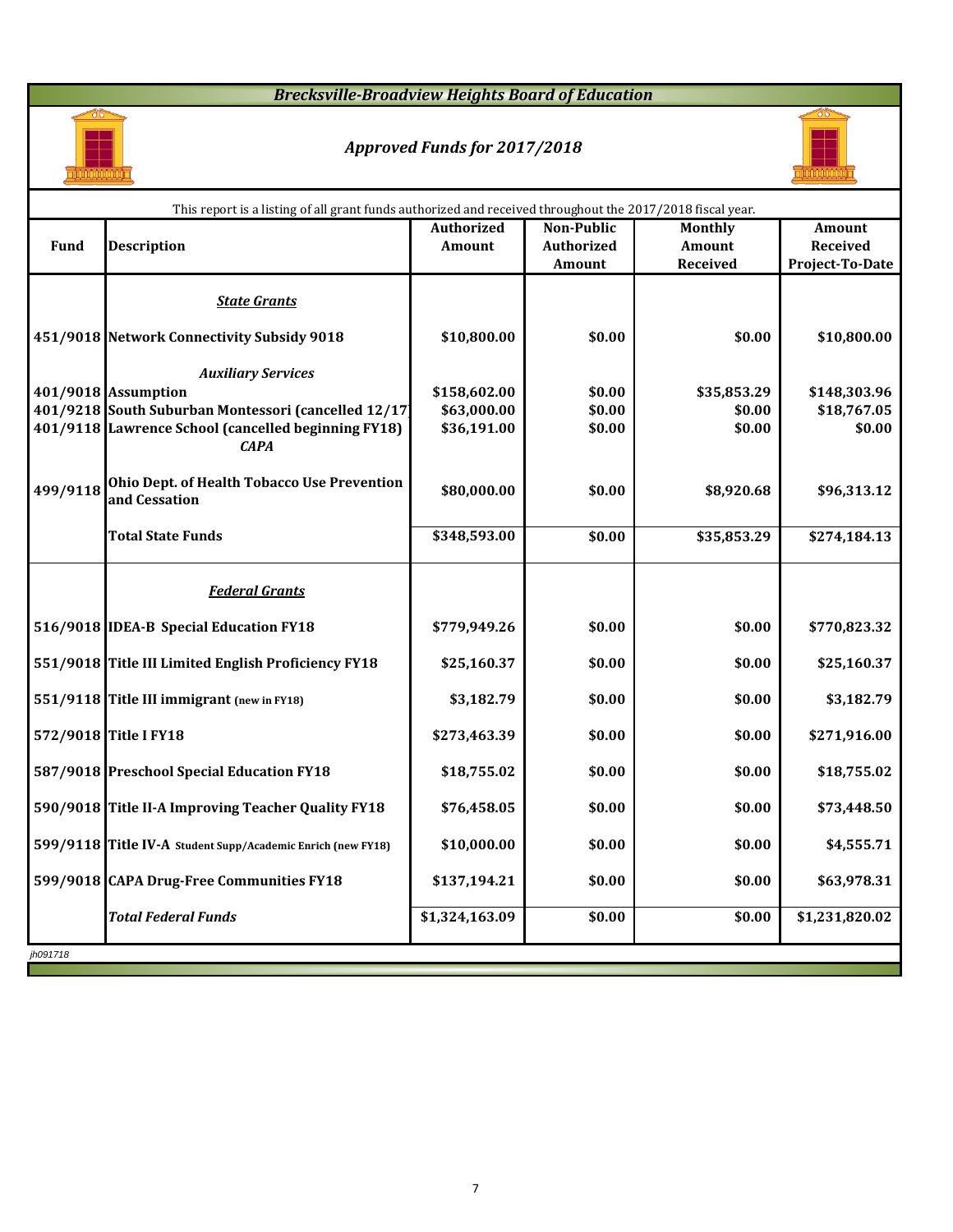# Brecksville-Broadview Heights Board of Education

## Approved Funds for 2017/2018

This report is a listing of all grant funds authorized and received throughout the 2017/2018 fiscal year.

| Fund | Description | Authorized Amount | Non-Public Authorized Amount | Monthly Amount Received | Amount Received Project-To-Date |
|---|---|---|---|---|---|
| | ***State Grants*** | | | | |
| 451/9018 | **Network Connectivity Subsidy 9018** | $10,800.00 | $0.00 | $0.00 | $10,800.00 |
| | ***Auxiliary Services*** | | | | |
| 401/9018 | **Assumption** | $158,602.00 | $0.00 | $35,853.29 | $148,303.96 |
| 401/9218 | **South Suburban Montessori (cancelled 12/17)** | $63,000.00 | $0.00 | $0.00 | $18,767.05 |
| 401/9118 | **Lawrence School (cancelled beginning FY18)** | $36,191.00 | $0.00 | $0.00 | $0.00 |
| | ***CAPA*** | | | | |
| 499/9118 | **Ohio Dept. of Health Tobacco Use Prevention and Cessation** | $80,000.00 | $0.00 | $8,920.68 | $96,313.12 |
| | **Total State Funds** | $348,593.00 | $0.00 | $35,853.29 | $274,184.13 |
| | ***Federal Grants*** | | | | |
| 516/9018 | **IDEA-B Special Education FY18** | $779,949.26 | $0.00 | $0.00 | $770,823.32 |
| 551/9018 | **Title III Limited English Proficiency FY18** | $25,160.37 | $0.00 | $0.00 | $25,160.37 |
| 551/9118 | **Title III immigrant (new in FY18)** | $3,182.79 | $0.00 | $0.00 | $3,182.79 |
| 572/9018 | **Title I FY18** | $273,463.39 | $0.00 | $0.00 | $271,916.00 |
| 587/9018 | **Preschool Special Education FY18** | $18,755.02 | $0.00 | $0.00 | $18,755.02 |
| 590/9018 | **Title II-A Improving Teacher Quality FY18** | $76,458.05 | $0.00 | $0.00 | $73,448.50 |
| 599/9118 | **Title IV-A Student Supp/Academic Enrich (new FY18)** | $10,000.00 | $0.00 | $0.00 | $4,555.71 |
| 599/9018 | **CAPA Drug-Free Communities FY18** | $137,194.21 | $0.00 | $0.00 | $63,978.31 |
| | ***Total Federal Funds*** | $1,324,163.09 | $0.00 | $0.00 | $1,231,820.02 |

jh091718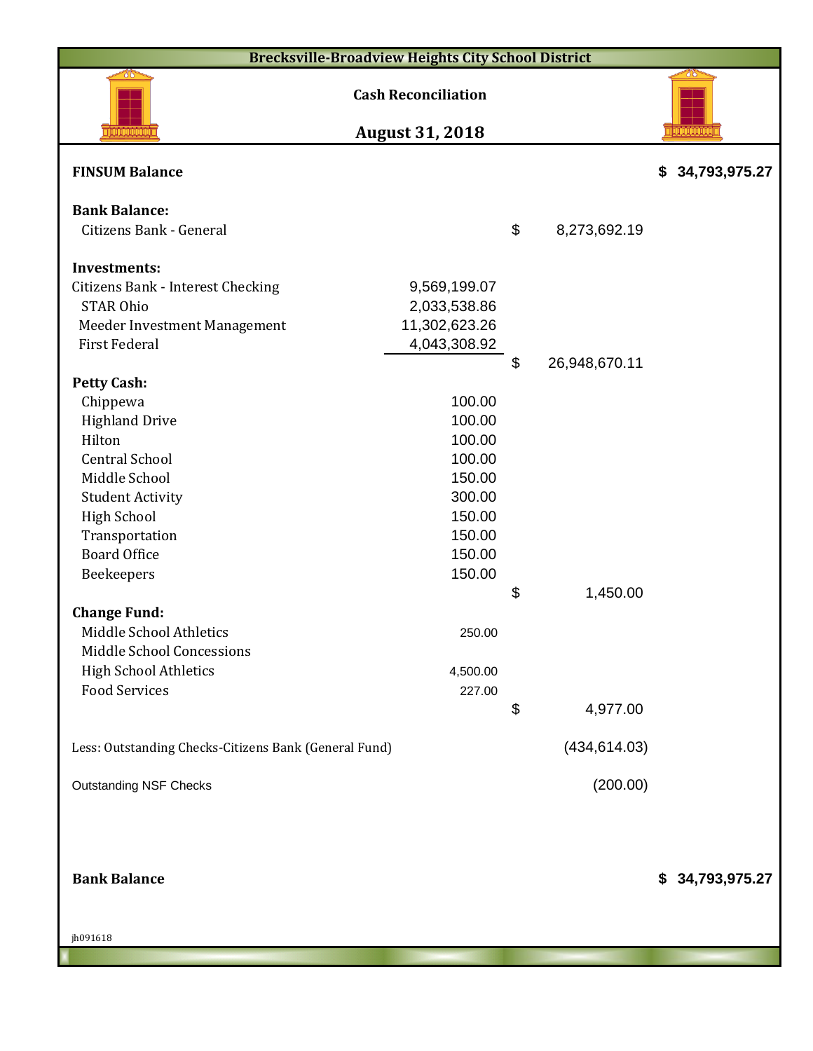# Brecksville-Broadview Heights City School District

## Cash Reconciliation

## August 31, 2018

| | | | |
|---|---|---|---|
| **FINSUM Balance** | | | **$ 34,793,975.27** |
| | | | |
| **Bank Balance:** | | | |
| Citizens Bank - General | | $ 8,273,692.19 | |
| | | | |
| **Investments:** | | | |
| Citizens Bank - Interest Checking | 9,569,199.07 | | |
| STAR Ohio | 2,033,538.86 | | |
| Meeder Investment Management | 11,302,623.26 | | |
| First Federal | 4,043,308.92 | | |
| | | $ 26,948,670.11 | |
| **Petty Cash:** | | | |
| Chippewa | 100.00 | | |
| Highland Drive | 100.00 | | |
| Hilton | 100.00 | | |
| Central School | 100.00 | | |
| Middle School | 150.00 | | |
| Student Activity | 300.00 | | |
| High School | 150.00 | | |
| Transportation | 150.00 | | |
| Board Office | 150.00 | | |
| Beekeepers | 150.00 | | |
| | | $ 1,450.00 | |
| **Change Fund:** | | | |
| Middle School Athletics | 250.00 | | |
| Middle School Concessions | | | |
| High School Athletics | 4,500.00 | | |
| Food Services | 227.00 | | |
| | | $ 4,977.00 | |
| | | | |
| Less: Outstanding Checks-Citizens Bank (General Fund) | | (434,614.03) | |
| | | | |
| Outstanding NSF Checks | | (200.00) | |
| | | | |
| **Bank Balance** | | | **$ 34,793,975.27** |

jh091618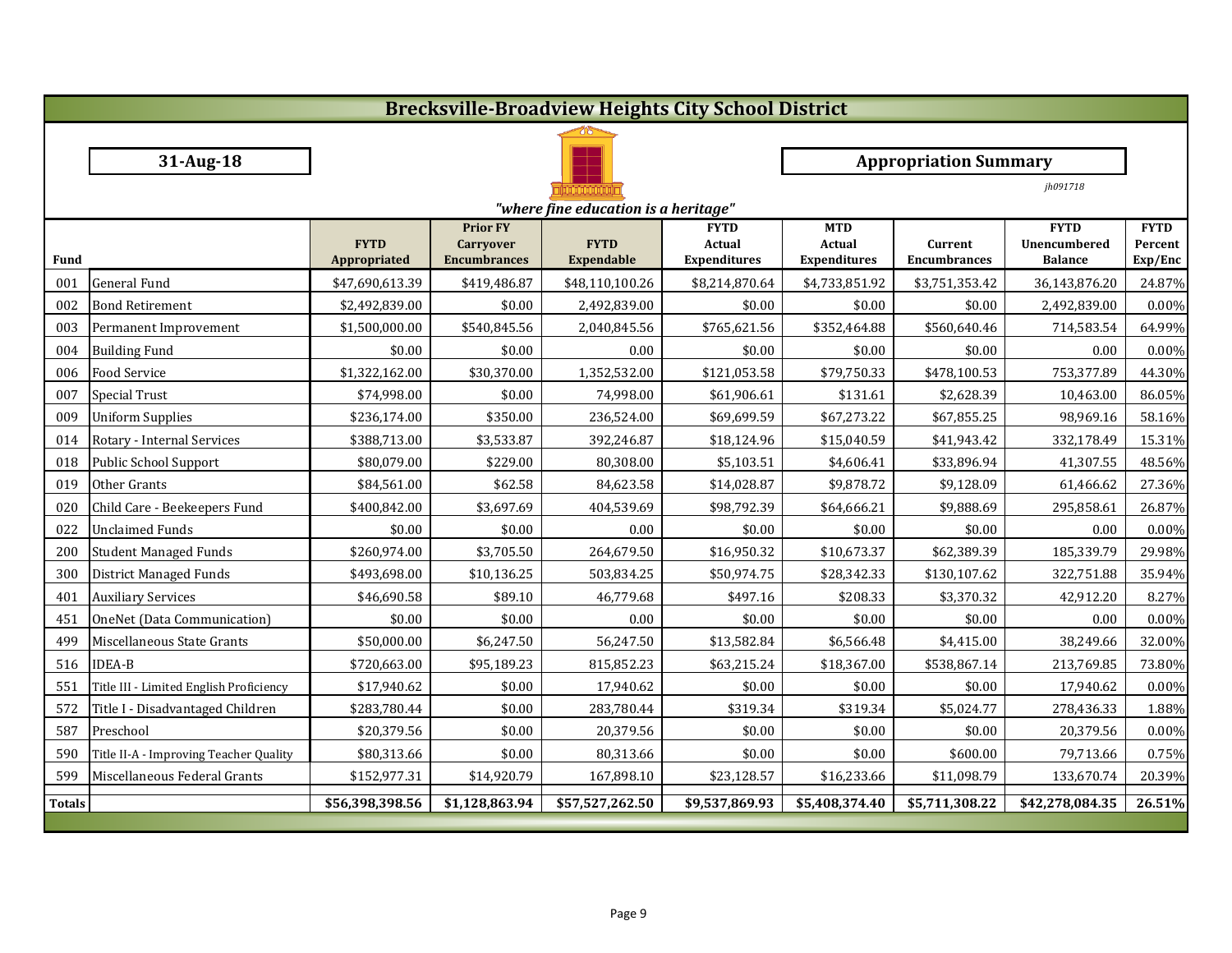# Brecksville-Broadview Heights City School District

**31-Aug-18**

**Appropriation Summary**

*jh091718*

*"where fine education is a heritage"*

| Fund | | FYTD Appropriated | Prior FY Carryover Encumbrances | FYTD Expendable | FYTD Actual Expenditures | MTD Actual Expenditures | Current Encumbrances | FYTD Unencumbered Balance | FYTD Percent Exp/Enc |
|---|---|---|---|---|---|---|---|---|---|
| 001 | General Fund | $47,690,613.39 | $419,486.87 | $48,110,100.26 | $8,214,870.64 | $4,733,851.92 | $3,751,353.42 | 36,143,876.20 | 24.87% |
| 002 | Bond Retirement | $2,492,839.00 | $0.00 | 2,492,839.00 | $0.00 | $0.00 | $0.00 | 2,492,839.00 | 0.00% |
| 003 | Permanent Improvement | $1,500,000.00 | $540,845.56 | 2,040,845.56 | $765,621.56 | $352,464.88 | $560,640.46 | 714,583.54 | 64.99% |
| 004 | Building Fund | $0.00 | $0.00 | 0.00 | $0.00 | $0.00 | $0.00 | 0.00 | 0.00% |
| 006 | Food Service | $1,322,162.00 | $30,370.00 | 1,352,532.00 | $121,053.58 | $79,750.33 | $478,100.53 | 753,377.89 | 44.30% |
| 007 | Special Trust | $74,998.00 | $0.00 | 74,998.00 | $61,906.61 | $131.61 | $2,628.39 | 10,463.00 | 86.05% |
| 009 | Uniform Supplies | $236,174.00 | $350.00 | 236,524.00 | $69,699.59 | $67,273.22 | $67,855.25 | 98,969.16 | 58.16% |
| 014 | Rotary - Internal Services | $388,713.00 | $3,533.87 | 392,246.87 | $18,124.96 | $15,040.59 | $41,943.42 | 332,178.49 | 15.31% |
| 018 | Public School Support | $80,079.00 | $229.00 | 80,308.00 | $5,103.51 | $4,606.41 | $33,896.94 | 41,307.55 | 48.56% |
| 019 | Other Grants | $84,561.00 | $62.58 | 84,623.58 | $14,028.87 | $9,878.72 | $9,128.09 | 61,466.62 | 27.36% |
| 020 | Child Care - Beekeepers Fund | $400,842.00 | $3,697.69 | 404,539.69 | $98,792.39 | $64,666.21 | $9,888.69 | 295,858.61 | 26.87% |
| 022 | Unclaimed Funds | $0.00 | $0.00 | 0.00 | $0.00 | $0.00 | $0.00 | 0.00 | 0.00% |
| 200 | Student Managed Funds | $260,974.00 | $3,705.50 | 264,679.50 | $16,950.32 | $10,673.37 | $62,389.39 | 185,339.79 | 29.98% |
| 300 | District Managed Funds | $493,698.00 | $10,136.25 | 503,834.25 | $50,974.75 | $28,342.33 | $130,107.62 | 322,751.88 | 35.94% |
| 401 | Auxiliary Services | $46,690.58 | $89.10 | 46,779.68 | $497.16 | $208.33 | $3,370.32 | 42,912.20 | 8.27% |
| 451 | OneNet (Data Communication) | $0.00 | $0.00 | 0.00 | $0.00 | $0.00 | $0.00 | 0.00 | 0.00% |
| 499 | Miscellaneous State Grants | $50,000.00 | $6,247.50 | 56,247.50 | $13,582.84 | $6,566.48 | $4,415.00 | 38,249.66 | 32.00% |
| 516 | IDEA-B | $720,663.00 | $95,189.23 | 815,852.23 | $63,215.24 | $18,367.00 | $538,867.14 | 213,769.85 | 73.80% |
| 551 | Title III - Limited English Proficiency | $17,940.62 | $0.00 | 17,940.62 | $0.00 | $0.00 | $0.00 | 17,940.62 | 0.00% |
| 572 | Title I - Disadvantaged Children | $283,780.44 | $0.00 | 283,780.44 | $319.34 | $319.34 | $5,024.77 | 278,436.33 | 1.88% |
| 587 | Preschool | $20,379.56 | $0.00 | 20,379.56 | $0.00 | $0.00 | $0.00 | 20,379.56 | 0.00% |
| 590 | Title II-A - Improving Teacher Quality | $80,313.66 | $0.00 | 80,313.66 | $0.00 | $0.00 | $600.00 | 79,713.66 | 0.75% |
| 599 | Miscellaneous Federal Grants | $152,977.31 | $14,920.79 | 167,898.10 | $23,128.57 | $16,233.66 | $11,098.79 | 133,670.74 | 20.39% |
| **Totals** | | **$56,398,398.56** | **$1,128,863.94** | **$57,527,262.50** | **$9,537,869.93** | **$5,408,374.40** | **$5,711,308.22** | **$42,278,084.35** | **26.51%** |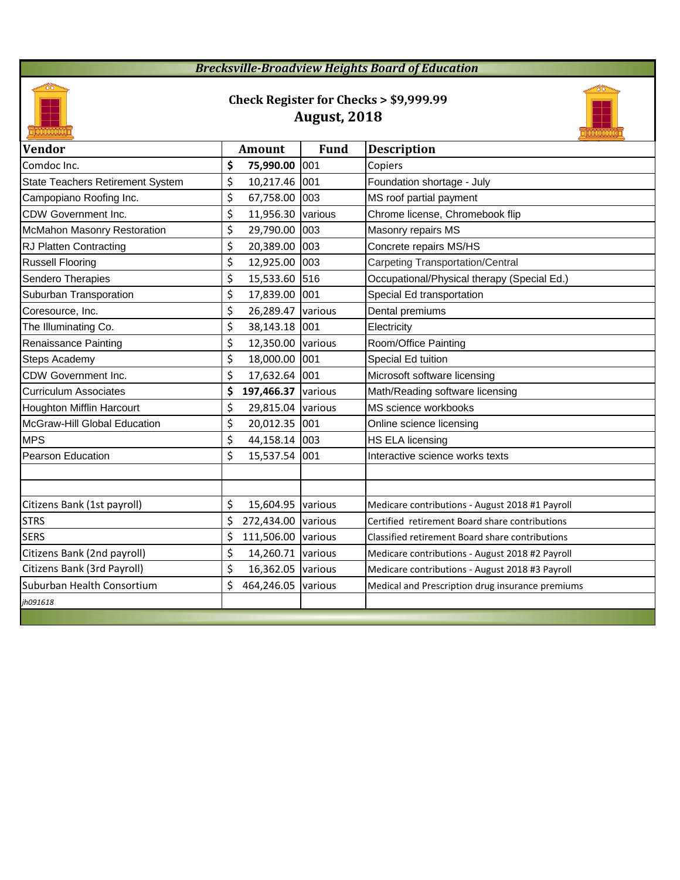# Brecksville-Broadview Heights Board of Education

## Check Register for Checks > $9,999.99
## August, 2018

| Vendor | Amount | Fund | Description |
|---|---|---|---|
| Comdoc Inc. | **$ 75,990.00** | 001 | Copiers |
| State Teachers Retirement System | $ 10,217.46 | 001 | Foundation shortage - July |
| Campopiano Roofing Inc. | $ 67,758.00 | 003 | MS roof partial payment |
| CDW Government Inc. | $ 11,956.30 | various | Chrome license, Chromebook flip |
| McMahon Masonry Restoration | $ 29,790.00 | 003 | Masonry repairs MS |
| RJ Platten Contracting | $ 20,389.00 | 003 | Concrete repairs MS/HS |
| Russell Flooring | $ 12,925.00 | 003 | Carpeting Transportation/Central |
| Sendero Therapies | $ 15,533.60 | 516 | Occupational/Physical therapy (Special Ed.) |
| Suburban Transporation | $ 17,839.00 | 001 | Special Ed transportation |
| Coresource, Inc. | $ 26,289.47 | various | Dental premiums |
| The Illuminating Co. | $ 38,143.18 | 001 | Electricity |
| Renaissance Painting | $ 12,350.00 | various | Room/Office Painting |
| Steps Academy | $ 18,000.00 | 001 | Special Ed tuition |
| CDW Government Inc. | $ 17,632.64 | 001 | Microsoft software licensing |
| Curriculum Associates | **$ 197,466.37** | various | Math/Reading software licensing |
| Houghton Mifflin Harcourt | $ 29,815.04 | various | MS science workbooks |
| McGraw-Hill Global Education | $ 20,012.35 | 001 | Online science licensing |
| MPS | $ 44,158.14 | 003 | HS ELA licensing |
| Pearson Education | $ 15,537.54 | 001 | Interactive science works texts |
| | | | |
| | | | |
| Citizens Bank (1st payroll) | $ 15,604.95 | various | Medicare contributions - August 2018 #1 Payroll |
| STRS | $ 272,434.00 | various | Certified retirement Board share contributions |
| SERS | $ 111,506.00 | various | Classified retirement Board share contributions |
| Citizens Bank (2nd payroll) | $ 14,260.71 | various | Medicare contributions - August 2018 #2 Payroll |
| Citizens Bank (3rd Payroll) | $ 16,362.05 | various | Medicare contributions - August 2018 #3 Payroll |
| Suburban Health Consortium | $ 464,246.05 | various | Medical and Prescription drug insurance premiums |

*jh091618*